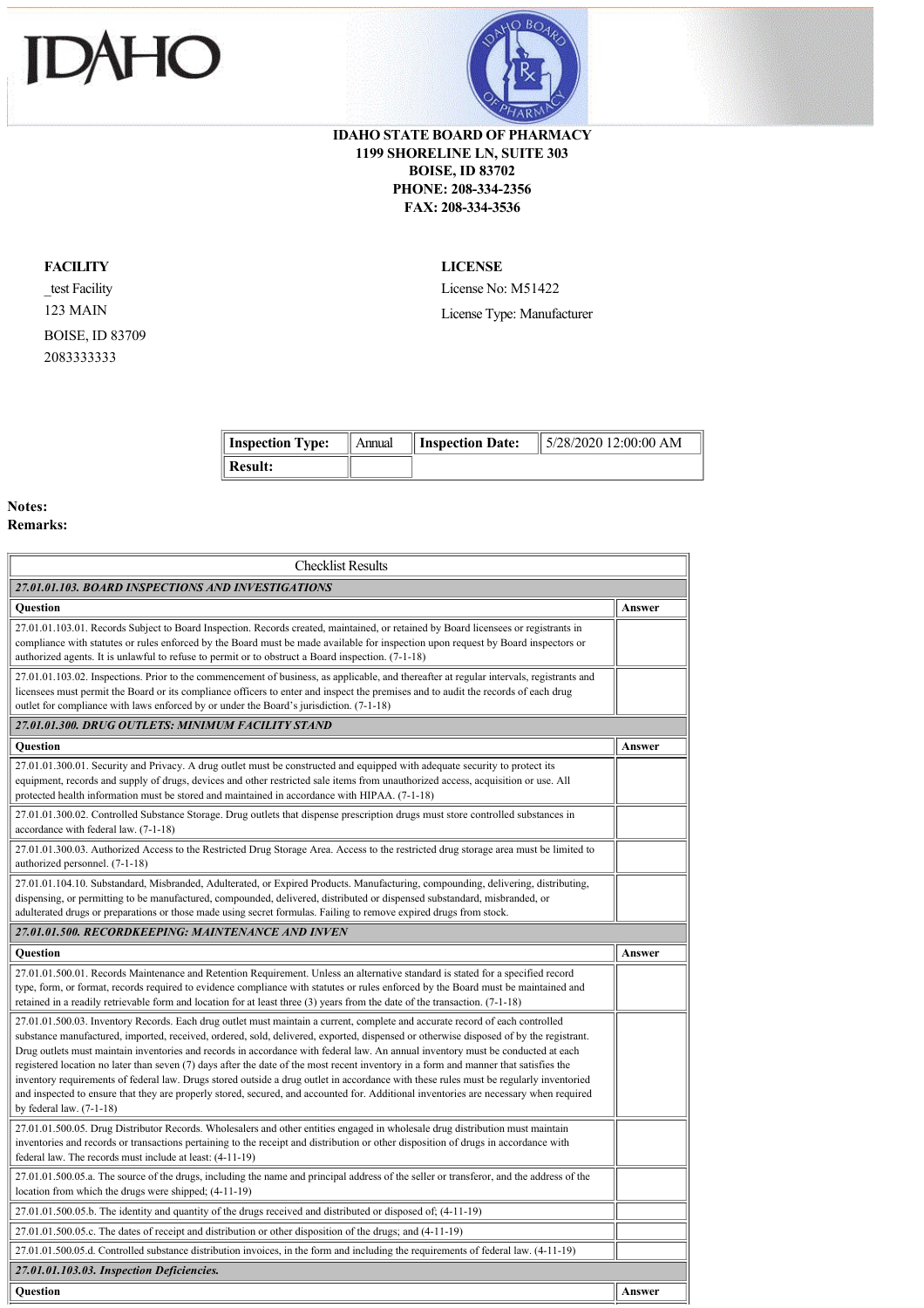**IDAHO STATE BOARD OF PHARMACY**
**1199 SHORELINE LN, SUITE 303**
**BOISE, ID 83702**
**PHONE: 208-334-2356**
**FAX: 208-334-3536**

**FACILITY**

_test Facility
123 MAIN
BOISE, ID 83709
2083333333

**LICENSE**

License No: M51422
License Type: Manufacturer

| **Inspection Type:** | Annual | **Inspection Date:** | 5/28/2020 12:00:00 AM |
|---|---|---|---|
| **Result:** | | | |

**Notes:**
**Remarks:**

| Checklist Results | |
|---|---|
| ***27.01.01.103. BOARD INSPECTIONS AND INVESTIGATIONS*** | |
| **Question** | **Answer** |
| 27.01.01.103.01. Records Subject to Board Inspection. Records created, maintained, or retained by Board licensees or registrants in compliance with statutes or rules enforced by the Board must be made available for inspection upon request by Board inspectors or authorized agents. It is unlawful to refuse to permit or to obstruct a Board inspection. (7-1-18) | |
| 27.01.01.103.02. Inspections. Prior to the commencement of business, as applicable, and thereafter at regular intervals, registrants and licensees must permit the Board or its compliance officers to enter and inspect the premises and to audit the records of each drug outlet for compliance with laws enforced by or under the Board's jurisdiction. (7-1-18) | |
| ***27.01.01.300. DRUG OUTLETS: MINIMUM FACILITY STAND*** | |
| **Question** | **Answer** |
| 27.01.01.300.01. Security and Privacy. A drug outlet must be constructed and equipped with adequate security to protect its equipment, records and supply of drugs, devices and other restricted sale items from unauthorized access, acquisition or use. All protected health information must be stored and maintained in accordance with HIPAA. (7-1-18) | |
| 27.01.01.300.02. Controlled Substance Storage. Drug outlets that dispense prescription drugs must store controlled substances in accordance with federal law. (7-1-18) | |
| 27.01.01.300.03. Authorized Access to the Restricted Drug Storage Area. Access to the restricted drug storage area must be limited to authorized personnel. (7-1-18) | |
| 27.01.01.104.10. Substandard, Misbranded, Adulterated, or Expired Products. Manufacturing, compounding, delivering, distributing, dispensing, or permitting to be manufactured, compounded, delivered, distributed or dispensed substandard, misbranded, or adulterated drugs or preparations or those made using secret formulas. Failing to remove expired drugs from stock. | |
| ***27.01.01.500. RECORDKEEPING: MAINTENANCE AND INVEN*** | |
| **Question** | **Answer** |
| 27.01.01.500.01. Records Maintenance and Retention Requirement. Unless an alternative standard is stated for a specified record type, form, or format, records required to evidence compliance with statutes or rules enforced by the Board must be maintained and retained in a readily retrievable form and location for at least three (3) years from the date of the transaction. (7-1-18) | |
| 27.01.01.500.03. Inventory Records. Each drug outlet must maintain a current, complete and accurate record of each controlled substance manufactured, imported, received, ordered, sold, delivered, exported, dispensed or otherwise disposed of by the registrant. Drug outlets must maintain inventories and records in accordance with federal law. An annual inventory must be conducted at each registered location no later than seven (7) days after the date of the most recent inventory in a form and manner that satisfies the inventory requirements of federal law. Drugs stored outside a drug outlet in accordance with these rules must be regularly inventoried and inspected to ensure that they are properly stored, secured, and accounted for. Additional inventories are necessary when required by federal law. (7-1-18) | |
| 27.01.01.500.05. Drug Distributor Records. Wholesalers and other entities engaged in wholesale drug distribution must maintain inventories and records or transactions pertaining to the receipt and distribution or other disposition of drugs in accordance with federal law. The records must include at least: (4-11-19) | |
| 27.01.01.500.05.a. The source of the drugs, including the name and principal address of the seller or transferor, and the address of the location from which the drugs were shipped; (4-11-19) | |
| 27.01.01.500.05.b. The identity and quantity of the drugs received and distributed or disposed of; (4-11-19) | |
| 27.01.01.500.05.c. The dates of receipt and distribution or other disposition of the drugs; and (4-11-19) | |
| 27.01.01.500.05.d. Controlled substance distribution invoices, in the form and including the requirements of federal law. (4-11-19) | |
| ***27.01.01.103.03. Inspection Deficiencies.*** | |
| **Question** | **Answer** |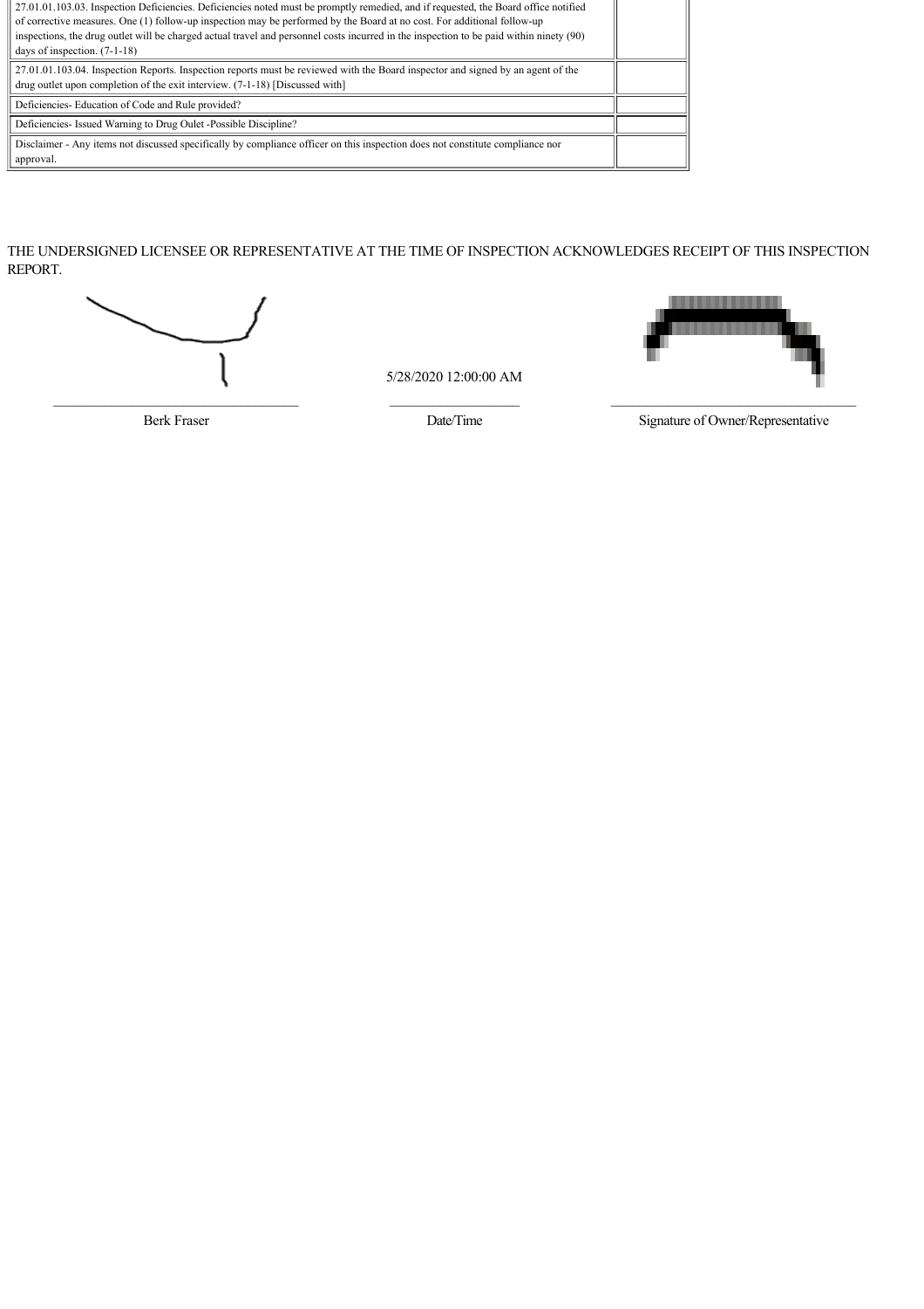| | |
|---|---|
| 27.01.01.103.03. Inspection Deficiencies. Deficiencies noted must be promptly remedied, and if requested, the Board office notified of corrective measures. One (1) follow-up inspection may be performed by the Board at no cost. For additional follow-up inspections, the drug outlet will be charged actual travel and personnel costs incurred in the inspection to be paid within ninety (90) days of inspection. (7-1-18) | |
| 27.01.01.103.04. Inspection Reports. Inspection reports must be reviewed with the Board inspector and signed by an agent of the drug outlet upon completion of the exit interview. (7-1-18) [Discussed with] | |
| Deficiencies- Education of Code and Rule provided? | |
| Deficiencies- Issued Warning to Drug Oulet -Possible Discipline? | |
| Disclaimer - Any items not discussed specifically by compliance officer on this inspection does not constitute compliance nor approval. | |

THE UNDERSIGNED LICENSEE OR REPRESENTATIVE AT THE TIME OF INSPECTION ACKNOWLEDGES RECEIPT OF THIS INSPECTION REPORT.

| | | |
|---|---|---|
| | 5/28/2020 12:00:00 AM | |
| Berk Fraser | Date/Time | Signature of Owner/Representative |